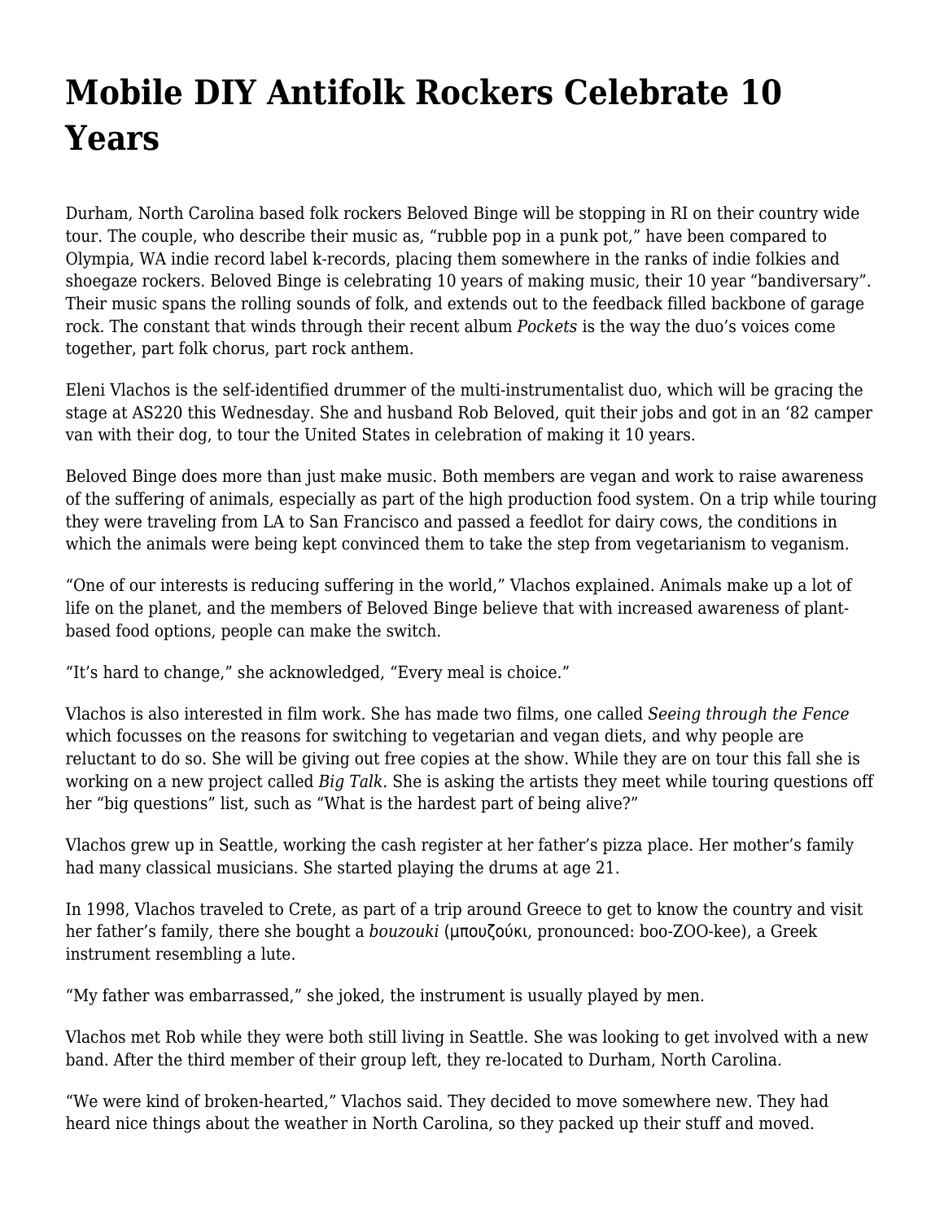# Mobile DIY Antifolk Rockers Celebrate 10 Years

Durham, North Carolina based folk rockers Beloved Binge will be stopping in RI on their country wide tour. The couple, who describe their music as, "rubble pop in a punk pot," have been compared to Olympia, WA indie record label k-records, placing them somewhere in the ranks of indie folkies and shoegaze rockers. Beloved Binge is celebrating 10 years of making music, their 10 year "bandiversary". Their music spans the rolling sounds of folk, and extends out to the feedback filled backbone of garage rock. The constant that winds through their recent album *Pockets* is the way the duo's voices come together, part folk chorus, part rock anthem.

Eleni Vlachos is the self-identified drummer of the multi-instrumentalist duo, which will be gracing the stage at AS220 this Wednesday. She and husband Rob Beloved, quit their jobs and got in an '82 camper van with their dog, to tour the United States in celebration of making it 10 years.

Beloved Binge does more than just make music. Both members are vegan and work to raise awareness of the suffering of animals, especially as part of the high production food system. On a trip while touring they were traveling from LA to San Francisco and passed a feedlot for dairy cows, the conditions in which the animals were being kept convinced them to take the step from vegetarianism to veganism.

"One of our interests is reducing suffering in the world," Vlachos explained. Animals make up a lot of life on the planet, and the members of Beloved Binge believe that with increased awareness of plant-based food options, people can make the switch.

"It's hard to change," she acknowledged, "Every meal is choice."

Vlachos is also interested in film work. She has made two films, one called *Seeing through the Fence* which focusses on the reasons for switching to vegetarian and vegan diets, and why people are reluctant to do so. She will be giving out free copies at the show. While they are on tour this fall she is working on a new project called *Big Talk*. She is asking the artists they meet while touring questions off her "big questions" list, such as "What is the hardest part of being alive?"

Vlachos grew up in Seattle, working the cash register at her father's pizza place. Her mother's family had many classical musicians. She started playing the drums at age 21.

In 1998, Vlachos traveled to Crete, as part of a trip around Greece to get to know the country and visit her father's family, there she bought a *bouzouki* (μπουζούκι, pronounced: boo-ZOO-kee), a Greek instrument resembling a lute.

"My father was embarrassed," she joked, the instrument is usually played by men.

Vlachos met Rob while they were both still living in Seattle. She was looking to get involved with a new band. After the third member of their group left, they re-located to Durham, North Carolina.

"We were kind of broken-hearted," Vlachos said. They decided to move somewhere new. They had heard nice things about the weather in North Carolina, so they packed up their stuff and moved.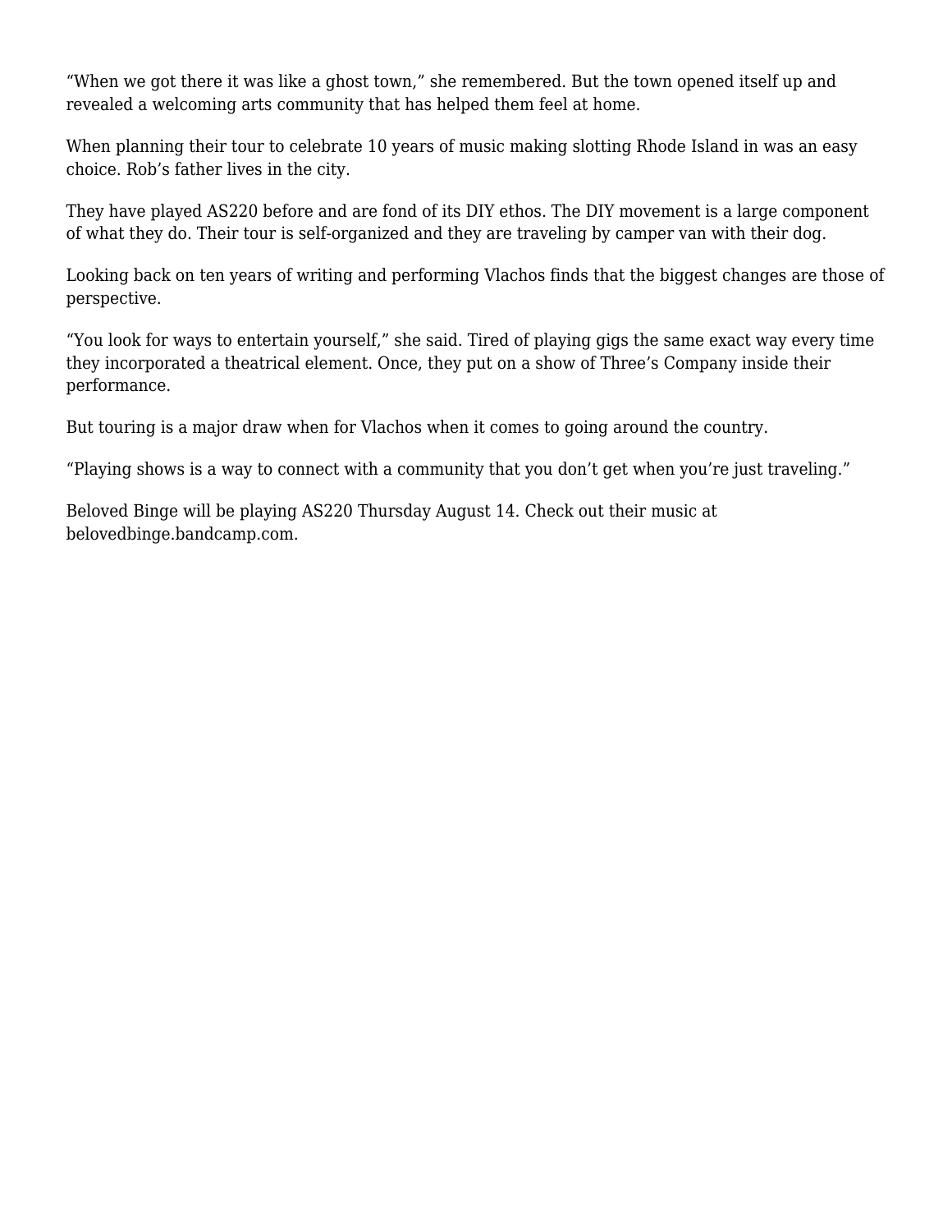“When we got there it was like a ghost town,” she remembered. But the town opened itself up and revealed a welcoming arts community that has helped them feel at home.

When planning their tour to celebrate 10 years of music making slotting Rhode Island in was an easy choice. Rob’s father lives in the city.

They have played AS220 before and are fond of its DIY ethos. The DIY movement is a large component of what they do. Their tour is self-organized and they are traveling by camper van with their dog.

Looking back on ten years of writing and performing Vlachos finds that the biggest changes are those of perspective.

“You look for ways to entertain yourself,” she said. Tired of playing gigs the same exact way every time they incorporated a theatrical element. Once, they put on a show of Three’s Company inside their performance.

But touring is a major draw when for Vlachos when it comes to going around the country.

“Playing shows is a way to connect with a community that you don’t get when you’re just traveling.”

Beloved Binge will be playing AS220 Thursday August 14. Check out their music at belovedbinge.bandcamp.com.